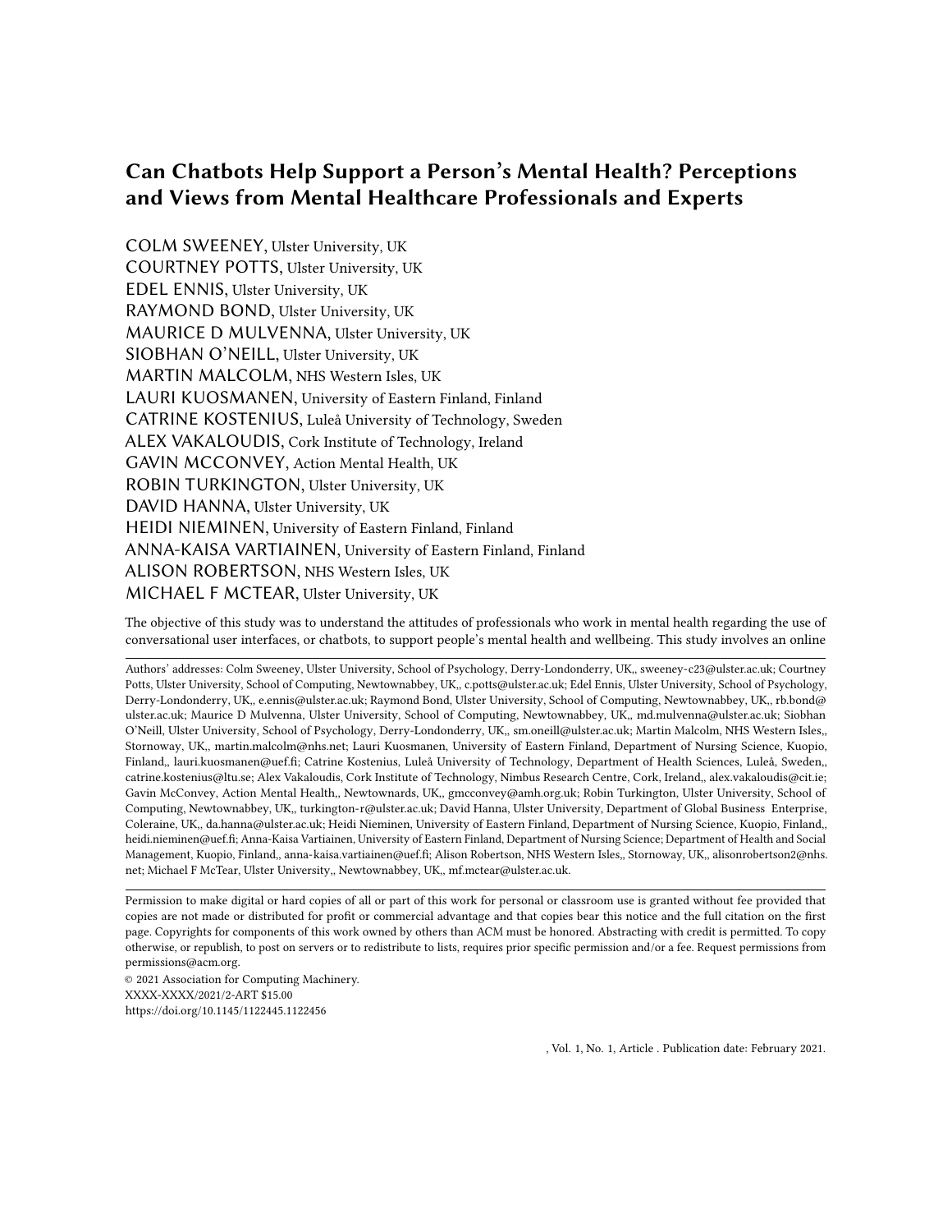# Can Chatbots Help Support a Person's Mental Health? Perceptions and Views from Mental Healthcare Professionals and Experts

COLM SWEENEY, Ulster University, UK
COURTNEY POTTS, Ulster University, UK
EDEL ENNIS, Ulster University, UK
RAYMOND BOND, Ulster University, UK
MAURICE D MULVENNA, Ulster University, UK
SIOBHAN O'NEILL, Ulster University, UK
MARTIN MALCOLM, NHS Western Isles, UK
LAURI KUOSMANEN, University of Eastern Finland, Finland
CATRINE KOSTENIUS, Luleå University of Technology, Sweden
ALEX VAKALOUDIS, Cork Institute of Technology, Ireland
GAVIN MCCONVEY, Action Mental Health, UK
ROBIN TURKINGTON, Ulster University, UK
DAVID HANNA, Ulster University, UK
HEIDI NIEMINEN, University of Eastern Finland, Finland
ANNA-KAISA VARTIAINEN, University of Eastern Finland, Finland
ALISON ROBERTSON, NHS Western Isles, UK
MICHAEL F MCTEAR, Ulster University, UK

The objective of this study was to understand the attitudes of professionals who work in mental health regarding the use of conversational user interfaces, or chatbots, to support people's mental health and wellbeing. This study involves an online

Authors' addresses: Colm Sweeney, Ulster University, School of Psychology, Derry-Londonderry, UK,, sweeney-c23@ulster.ac.uk; Courtney Potts, Ulster University, School of Computing, Newtownabbey, UK,, c.potts@ulster.ac.uk; Edel Ennis, Ulster University, School of Psychology, Derry-Londonderry, UK,, e.ennis@ulster.ac.uk; Raymond Bond, Ulster University, School of Computing, Newtownabbey, UK,, rb.bond@ulster.ac.uk; Maurice D Mulvenna, Ulster University, School of Computing, Newtownabbey, UK,, md.mulvenna@ulster.ac.uk; Siobhan O'Neill, Ulster University, School of Psychology, Derry-Londonderry, UK,, sm.oneill@ulster.ac.uk; Martin Malcolm, NHS Western Isles,, Stornoway, UK,, martin.malcolm@nhs.net; Lauri Kuosmanen, University of Eastern Finland, Department of Nursing Science, Kuopio, Finland,, lauri.kuosmanen@uef.fi; Catrine Kostenius, Luleå University of Technology, Department of Health Sciences, Luleå, Sweden,, catrine.kostenius@ltu.se; Alex Vakaloudis, Cork Institute of Technology, Nimbus Research Centre, Cork, Ireland,, alex.vakaloudis@cit.ie; Gavin McConvey, Action Mental Health,, Newtownards, UK,, gmcconvey@amh.org.uk; Robin Turkington, Ulster University, School of Computing, Newtownabbey, UK,, turkington-r@ulster.ac.uk; David Hanna, Ulster University, Department of Global Business Enterprise, Coleraine, UK,, da.hanna@ulster.ac.uk; Heidi Nieminen, University of Eastern Finland, Department of Nursing Science, Kuopio, Finland,, heidi.nieminen@uef.fi; Anna-Kaisa Vartiainen, University of Eastern Finland, Department of Nursing Science; Department of Health and Social Management, Kuopio, Finland,, anna-kaisa.vartiainen@uef.fi; Alison Robertson, NHS Western Isles,, Stornoway, UK,, alisonrobertson2@nhs.net; Michael F McTear, Ulster University,, Newtownabbey, UK,, mf.mctear@ulster.ac.uk.

Permission to make digital or hard copies of all or part of this work for personal or classroom use is granted without fee provided that copies are not made or distributed for profit or commercial advantage and that copies bear this notice and the full citation on the first page. Copyrights for components of this work owned by others than ACM must be honored. Abstracting with credit is permitted. To copy otherwise, or republish, to post on servers or to redistribute to lists, requires prior specific permission and/or a fee. Request permissions from permissions@acm.org.

© 2021 Association for Computing Machinery.
XXXX-XXXX/2021/2-ART $15.00
https://doi.org/10.1145/1122445.1122456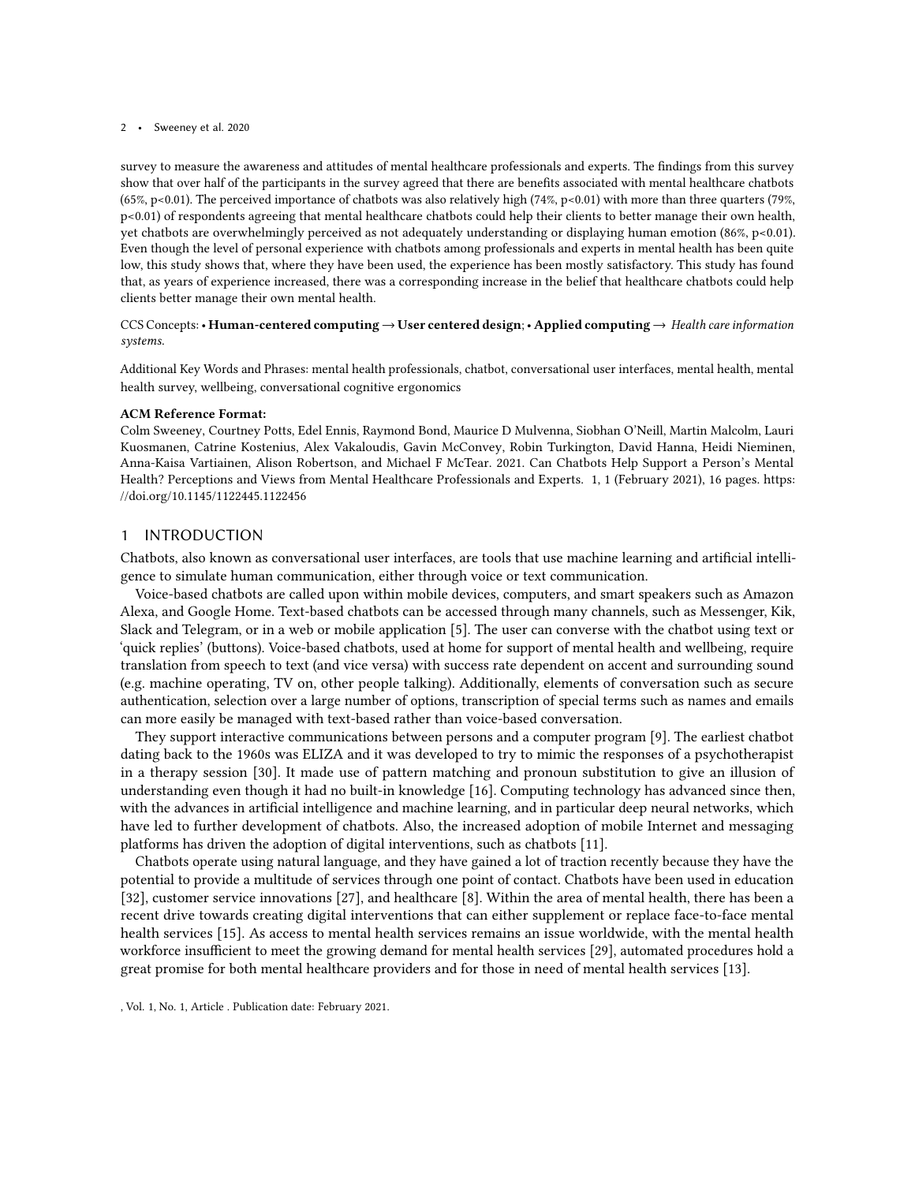survey to measure the awareness and attitudes of mental healthcare professionals and experts. The findings from this survey show that over half of the participants in the survey agreed that there are benefits associated with mental healthcare chatbots (65%, $p<0.01$). The perceived importance of chatbots was also relatively high (74%, $p<0.01$) with more than three quarters (79%, $p<0.01$) of respondents agreeing that mental healthcare chatbots could help their clients to better manage their own health, yet chatbots are overwhelmingly perceived as not adequately understanding or displaying human emotion (86%, $p<0.01$). Even though the level of personal experience with chatbots among professionals and experts in mental health has been quite low, this study shows that, where they have been used, the experience has been mostly satisfactory. This study has found that, as years of experience increased, there was a corresponding increase in the belief that healthcare chatbots could help clients better manage their own mental health.

CCS Concepts: • **Human-centered computing → User centered design**; • **Applied computing →** *Health care information systems*.

Additional Key Words and Phrases: mental health professionals, chatbot, conversational user interfaces, mental health, mental health survey, wellbeing, conversational cognitive ergonomics

**ACM Reference Format:**

Colm Sweeney, Courtney Potts, Edel Ennis, Raymond Bond, Maurice D Mulvenna, Siobhan O'Neill, Martin Malcolm, Lauri Kuosmanen, Catrine Kostenius, Alex Vakaloudis, Gavin McConvey, Robin Turkington, David Hanna, Heidi Nieminen, Anna-Kaisa Vartiainen, Alison Robertson, and Michael F McTear. 2021. Can Chatbots Help Support a Person's Mental Health? Perceptions and Views from Mental Healthcare Professionals and Experts. 1, 1 (February 2021), 16 pages. https://doi.org/10.1145/1122445.1122456

## 1 INTRODUCTION

Chatbots, also known as conversational user interfaces, are tools that use machine learning and artificial intelligence to simulate human communication, either through voice or text communication.

Voice-based chatbots are called upon within mobile devices, computers, and smart speakers such as Amazon Alexa, and Google Home. Text-based chatbots can be accessed through many channels, such as Messenger, Kik, Slack and Telegram, or in a web or mobile application [5]. The user can converse with the chatbot using text or 'quick replies' (buttons). Voice-based chatbots, used at home for support of mental health and wellbeing, require translation from speech to text (and vice versa) with success rate dependent on accent and surrounding sound (e.g. machine operating, TV on, other people talking). Additionally, elements of conversation such as secure authentication, selection over a large number of options, transcription of special terms such as names and emails can more easily be managed with text-based rather than voice-based conversation.

They support interactive communications between persons and a computer program [9]. The earliest chatbot dating back to the 1960s was ELIZA and it was developed to try to mimic the responses of a psychotherapist in a therapy session [30]. It made use of pattern matching and pronoun substitution to give an illusion of understanding even though it had no built-in knowledge [16]. Computing technology has advanced since then, with the advances in artificial intelligence and machine learning, and in particular deep neural networks, which have led to further development of chatbots. Also, the increased adoption of mobile Internet and messaging platforms has driven the adoption of digital interventions, such as chatbots [11].

Chatbots operate using natural language, and they have gained a lot of traction recently because they have the potential to provide a multitude of services through one point of contact. Chatbots have been used in education [32], customer service innovations [27], and healthcare [8]. Within the area of mental health, there has been a recent drive towards creating digital interventions that can either supplement or replace face-to-face mental health services [15]. As access to mental health services remains an issue worldwide, with the mental health workforce insufficient to meet the growing demand for mental health services [29], automated procedures hold a great promise for both mental healthcare providers and for those in need of mental health services [13].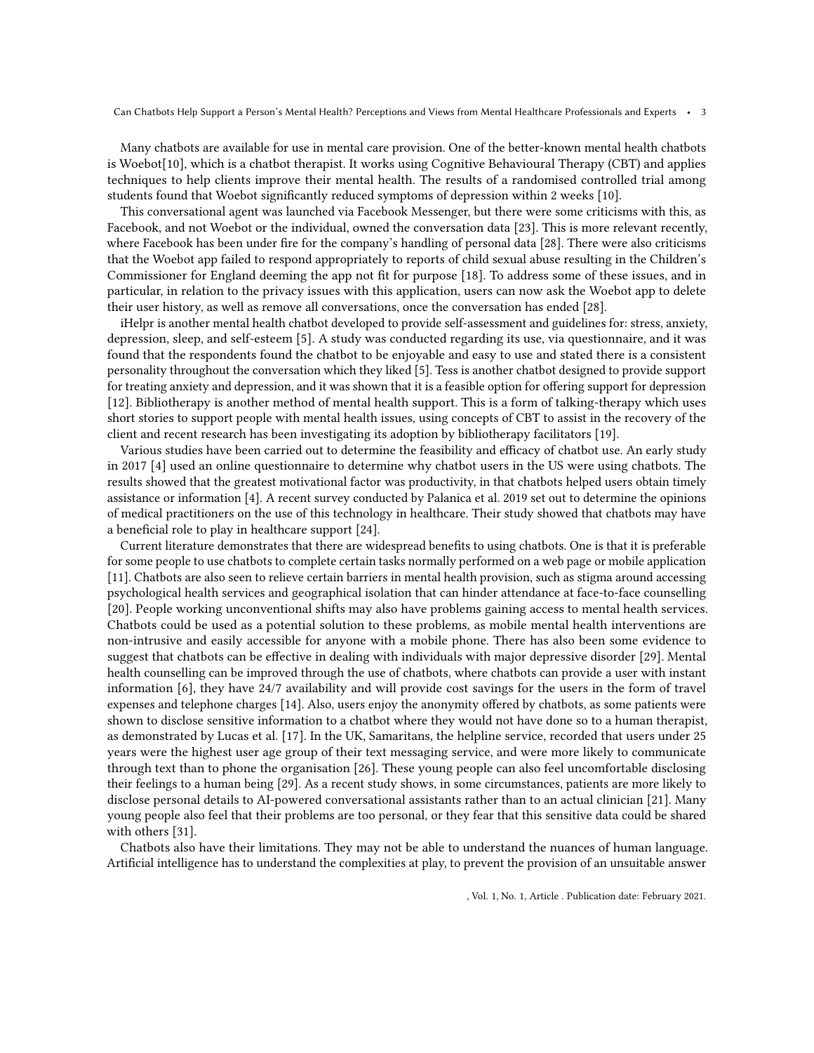Many chatbots are available for use in mental care provision. One of the better-known mental health chatbots is Woebot[10], which is a chatbot therapist. It works using Cognitive Behavioural Therapy (CBT) and applies techniques to help clients improve their mental health. The results of a randomised controlled trial among students found that Woebot significantly reduced symptoms of depression within 2 weeks [10].

This conversational agent was launched via Facebook Messenger, but there were some criticisms with this, as Facebook, and not Woebot or the individual, owned the conversation data [23]. This is more relevant recently, where Facebook has been under fire for the company's handling of personal data [28]. There were also criticisms that the Woebot app failed to respond appropriately to reports of child sexual abuse resulting in the Children's Commissioner for England deeming the app not fit for purpose [18]. To address some of these issues, and in particular, in relation to the privacy issues with this application, users can now ask the Woebot app to delete their user history, as well as remove all conversations, once the conversation has ended [28].

iHelpr is another mental health chatbot developed to provide self-assessment and guidelines for: stress, anxiety, depression, sleep, and self-esteem [5]. A study was conducted regarding its use, via questionnaire, and it was found that the respondents found the chatbot to be enjoyable and easy to use and stated there is a consistent personality throughout the conversation which they liked [5]. Tess is another chatbot designed to provide support for treating anxiety and depression, and it was shown that it is a feasible option for offering support for depression [12]. Bibliotherapy is another method of mental health support. This is a form of talking-therapy which uses short stories to support people with mental health issues, using concepts of CBT to assist in the recovery of the client and recent research has been investigating its adoption by bibliotherapy facilitators [19].

Various studies have been carried out to determine the feasibility and efficacy of chatbot use. An early study in 2017 [4] used an online questionnaire to determine why chatbot users in the US were using chatbots. The results showed that the greatest motivational factor was productivity, in that chatbots helped users obtain timely assistance or information [4]. A recent survey conducted by Palanica et al. 2019 set out to determine the opinions of medical practitioners on the use of this technology in healthcare. Their study showed that chatbots may have a beneficial role to play in healthcare support [24].

Current literature demonstrates that there are widespread benefits to using chatbots. One is that it is preferable for some people to use chatbots to complete certain tasks normally performed on a web page or mobile application [11]. Chatbots are also seen to relieve certain barriers in mental health provision, such as stigma around accessing psychological health services and geographical isolation that can hinder attendance at face-to-face counselling [20]. People working unconventional shifts may also have problems gaining access to mental health services. Chatbots could be used as a potential solution to these problems, as mobile mental health interventions are non-intrusive and easily accessible for anyone with a mobile phone. There has also been some evidence to suggest that chatbots can be effective in dealing with individuals with major depressive disorder [29]. Mental health counselling can be improved through the use of chatbots, where chatbots can provide a user with instant information [6], they have 24/7 availability and will provide cost savings for the users in the form of travel expenses and telephone charges [14]. Also, users enjoy the anonymity offered by chatbots, as some patients were shown to disclose sensitive information to a chatbot where they would not have done so to a human therapist, as demonstrated by Lucas et al. [17]. In the UK, Samaritans, the helpline service, recorded that users under 25 years were the highest user age group of their text messaging service, and were more likely to communicate through text than to phone the organisation [26]. These young people can also feel uncomfortable disclosing their feelings to a human being [29]. As a recent study shows, in some circumstances, patients are more likely to disclose personal details to AI-powered conversational assistants rather than to an actual clinician [21]. Many young people also feel that their problems are too personal, or they fear that this sensitive data could be shared with others [31].

Chatbots also have their limitations. They may not be able to understand the nuances of human language. Artificial intelligence has to understand the complexities at play, to prevent the provision of an unsuitable answer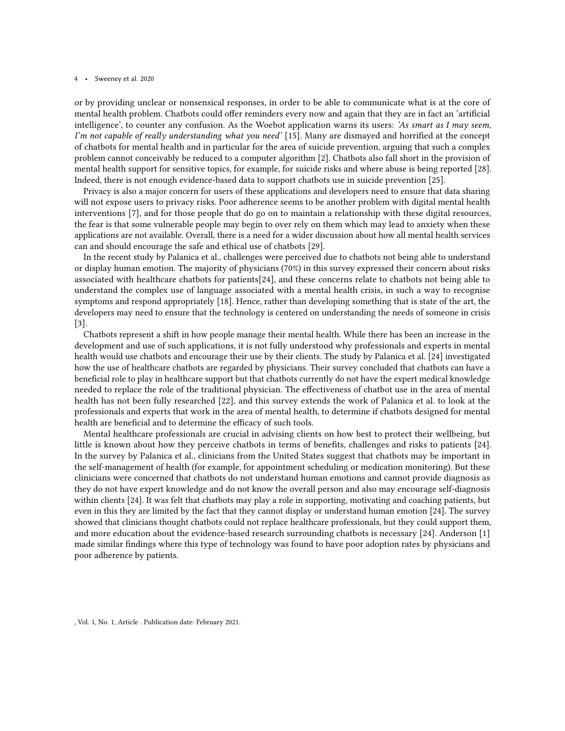or by providing unclear or nonsensical responses, in order to be able to communicate what is at the core of mental health problem. Chatbots could offer reminders every now and again that they are in fact an 'artificial intelligence', to counter any confusion. As the Woebot application warns its users: *'As smart as I may seem, I'm not capable of really understanding what you need'* [15]. Many are dismayed and horrified at the concept of chatbots for mental health and in particular for the area of suicide prevention, arguing that such a complex problem cannot conceivably be reduced to a computer algorithm [2]. Chatbots also fall short in the provision of mental health support for sensitive topics, for example, for suicide risks and where abuse is being reported [28]. Indeed, there is not enough evidence-based data to support chatbots use in suicide prevention [25].

Privacy is also a major concern for users of these applications and developers need to ensure that data sharing will not expose users to privacy risks. Poor adherence seems to be another problem with digital mental health interventions [7], and for those people that do go on to maintain a relationship with these digital resources, the fear is that some vulnerable people may begin to over rely on them which may lead to anxiety when these applications are not available. Overall, there is a need for a wider discussion about how all mental health services can and should encourage the safe and ethical use of chatbots [29].

In the recent study by Palanica et al., challenges were perceived due to chatbots not being able to understand or display human emotion. The majority of physicians (70%) in this survey expressed their concern about risks associated with healthcare chatbots for patients[24], and these concerns relate to chatbots not being able to understand the complex use of language associated with a mental health crisis, in such a way to recognise symptoms and respond appropriately [18]. Hence, rather than developing something that is state of the art, the developers may need to ensure that the technology is centered on understanding the needs of someone in crisis [3].

Chatbots represent a shift in how people manage their mental health. While there has been an increase in the development and use of such applications, it is not fully understood why professionals and experts in mental health would use chatbots and encourage their use by their clients. The study by Palanica et al. [24] investigated how the use of healthcare chatbots are regarded by physicians. Their survey concluded that chatbots can have a beneficial role to play in healthcare support but that chatbots currently do not have the expert medical knowledge needed to replace the role of the traditional physician. The effectiveness of chatbot use in the area of mental health has not been fully researched [22], and this survey extends the work of Palanica et al. to look at the professionals and experts that work in the area of mental health, to determine if chatbots designed for mental health are beneficial and to determine the efficacy of such tools.

Mental healthcare professionals are crucial in advising clients on how best to protect their wellbeing, but little is known about how they perceive chatbots in terms of benefits, challenges and risks to patients [24]. In the survey by Palanica et al., clinicians from the United States suggest that chatbots may be important in the self-management of health (for example, for appointment scheduling or medication monitoring). But these clinicians were concerned that chatbots do not understand human emotions and cannot provide diagnosis as they do not have expert knowledge and do not know the overall person and also may encourage self-diagnosis within clients [24]. It was felt that chatbots may play a role in supporting, motivating and coaching patients, but even in this they are limited by the fact that they cannot display or understand human emotion [24]. The survey showed that clinicians thought chatbots could not replace healthcare professionals, but they could support them, and more education about the evidence-based research surrounding chatbots is necessary [24]. Anderson [1] made similar findings where this type of technology was found to have poor adoption rates by physicians and poor adherence by patients.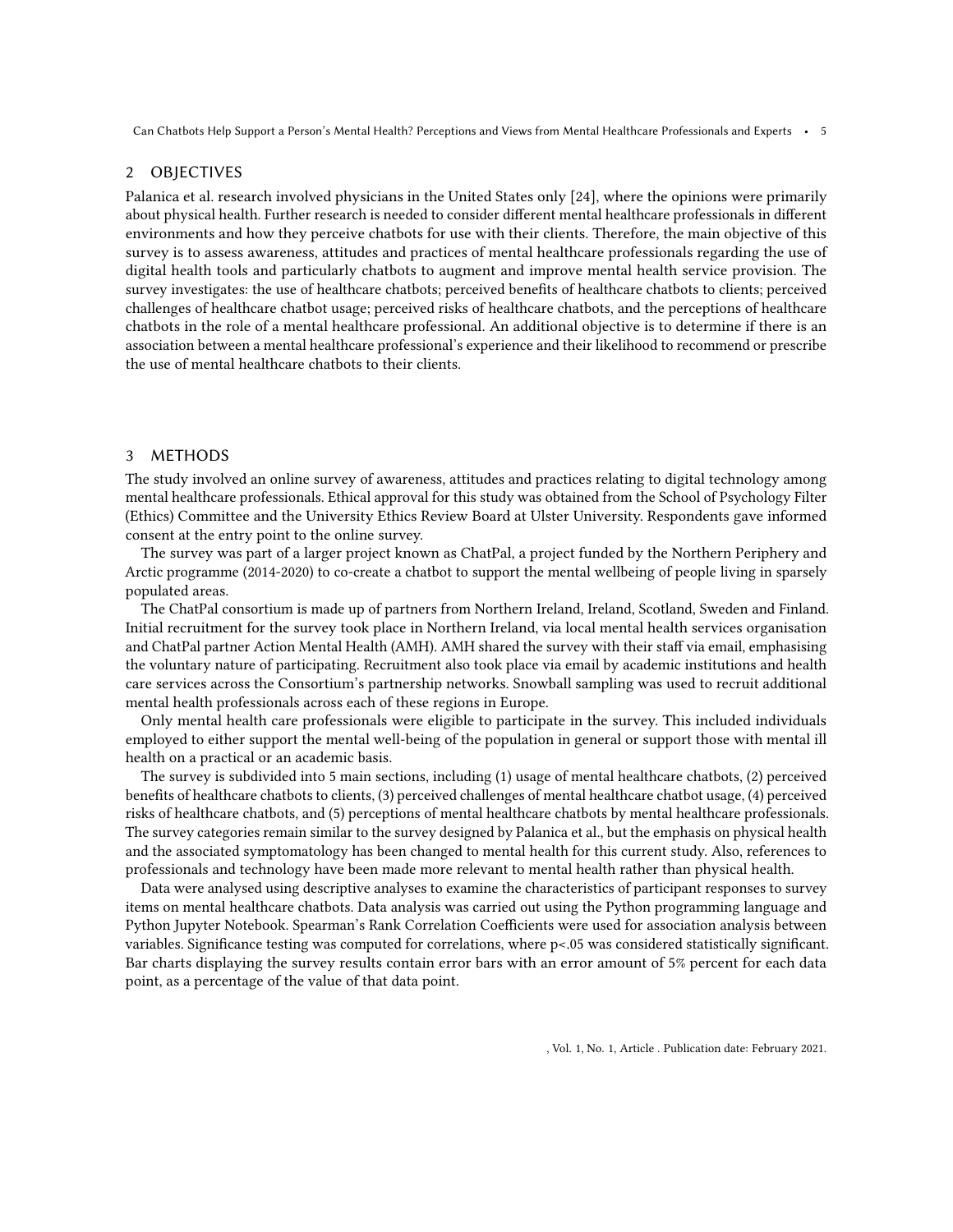## 2 OBJECTIVES

Palanica et al. research involved physicians in the United States only [24], where the opinions were primarily about physical health. Further research is needed to consider different mental healthcare professionals in different environments and how they perceive chatbots for use with their clients. Therefore, the main objective of this survey is to assess awareness, attitudes and practices of mental healthcare professionals regarding the use of digital health tools and particularly chatbots to augment and improve mental health service provision. The survey investigates: the use of healthcare chatbots; perceived benefits of healthcare chatbots to clients; perceived challenges of healthcare chatbot usage; perceived risks of healthcare chatbots, and the perceptions of healthcare chatbots in the role of a mental healthcare professional. An additional objective is to determine if there is an association between a mental healthcare professional's experience and their likelihood to recommend or prescribe the use of mental healthcare chatbots to their clients.

## 3 METHODS

The study involved an online survey of awareness, attitudes and practices relating to digital technology among mental healthcare professionals. Ethical approval for this study was obtained from the School of Psychology Filter (Ethics) Committee and the University Ethics Review Board at Ulster University. Respondents gave informed consent at the entry point to the online survey.

The survey was part of a larger project known as ChatPal, a project funded by the Northern Periphery and Arctic programme (2014-2020) to co-create a chatbot to support the mental wellbeing of people living in sparsely populated areas.

The ChatPal consortium is made up of partners from Northern Ireland, Ireland, Scotland, Sweden and Finland. Initial recruitment for the survey took place in Northern Ireland, via local mental health services organisation and ChatPal partner Action Mental Health (AMH). AMH shared the survey with their staff via email, emphasising the voluntary nature of participating. Recruitment also took place via email by academic institutions and health care services across the Consortium's partnership networks. Snowball sampling was used to recruit additional mental health professionals across each of these regions in Europe.

Only mental health care professionals were eligible to participate in the survey. This included individuals employed to either support the mental well-being of the population in general or support those with mental ill health on a practical or an academic basis.

The survey is subdivided into 5 main sections, including (1) usage of mental healthcare chatbots, (2) perceived benefits of healthcare chatbots to clients, (3) perceived challenges of mental healthcare chatbot usage, (4) perceived risks of healthcare chatbots, and (5) perceptions of mental healthcare chatbots by mental healthcare professionals. The survey categories remain similar to the survey designed by Palanica et al., but the emphasis on physical health and the associated symptomatology has been changed to mental health for this current study. Also, references to professionals and technology have been made more relevant to mental health rather than physical health.

Data were analysed using descriptive analyses to examine the characteristics of participant responses to survey items on mental healthcare chatbots. Data analysis was carried out using the Python programming language and Python Jupyter Notebook. Spearman's Rank Correlation Coefficients were used for association analysis between variables. Significance testing was computed for correlations, where $p<.05$ was considered statistically significant. Bar charts displaying the survey results contain error bars with an error amount of 5% percent for each data point, as a percentage of the value of that data point.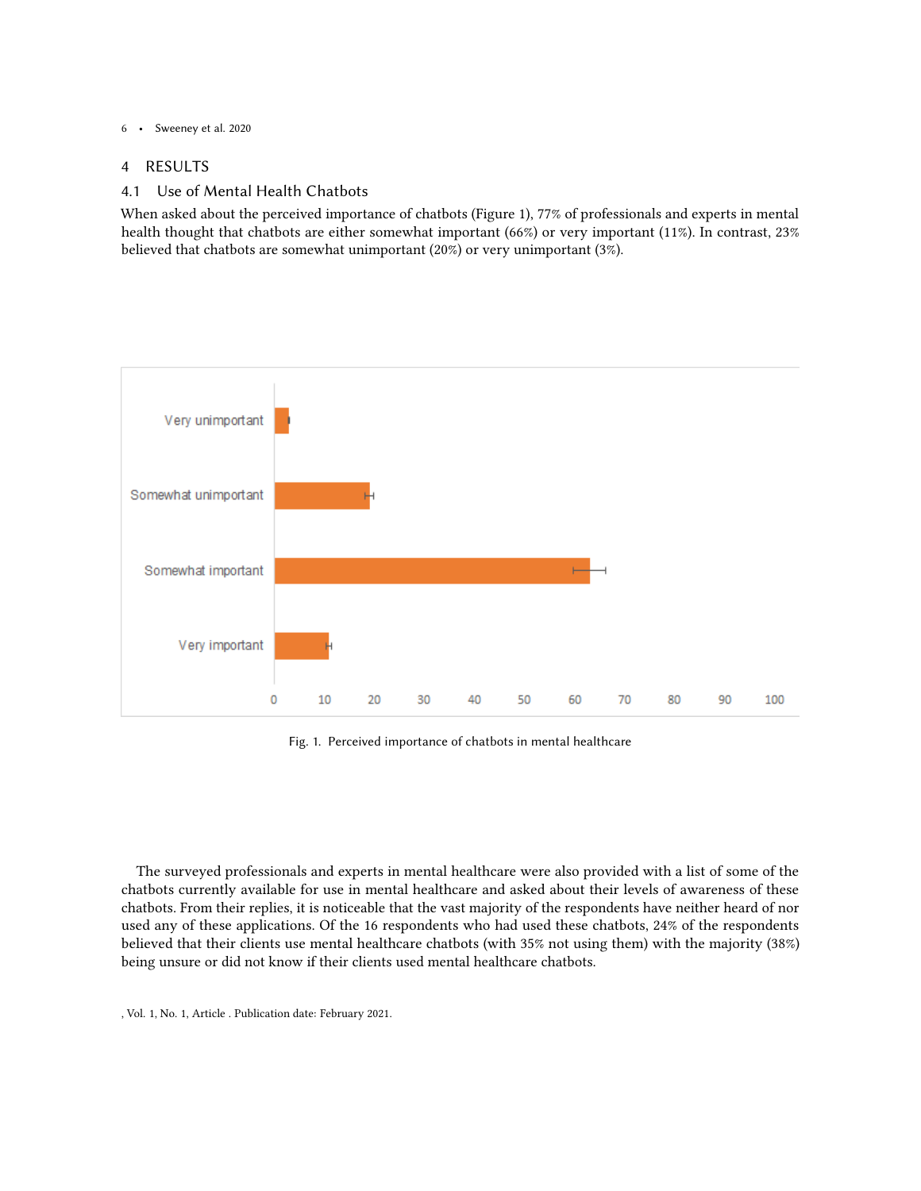## 4 RESULTS

### 4.1 Use of Mental Health Chatbots

When asked about the perceived importance of chatbots (Figure 1), 77% of professionals and experts in mental health thought that chatbots are either somewhat important (66%) or very important (11%). In contrast, 23% believed that chatbots are somewhat unimportant (20%) or very unimportant (3%).

Fig. 1. Perceived importance of chatbots in mental healthcare

The surveyed professionals and experts in mental healthcare were also provided with a list of some of the chatbots currently available for use in mental healthcare and asked about their levels of awareness of these chatbots. From their replies, it is noticeable that the vast majority of the respondents have neither heard of nor used any of these applications. Of the 16 respondents who had used these chatbots, 24% of the respondents believed that their clients use mental healthcare chatbots (with 35% not using them) with the majority (38%) being unsure or did not know if their clients used mental healthcare chatbots.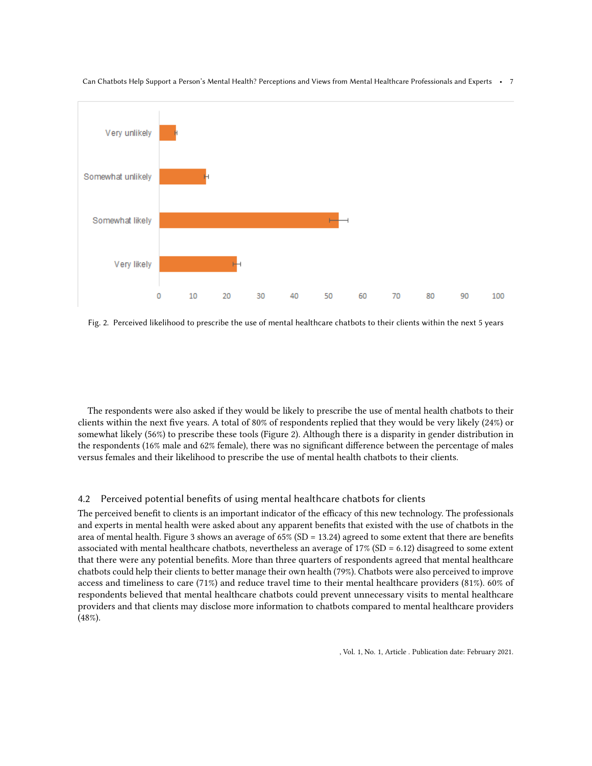Fig. 2. Perceived likelihood to prescribe the use of mental healthcare chatbots to their clients within the next 5 years

The respondents were also asked if they would be likely to prescribe the use of mental health chatbots to their clients within the next five years. A total of 80% of respondents replied that they would be very likely (24%) or somewhat likely (56%) to prescribe these tools (Figure 2). Although there is a disparity in gender distribution in the respondents (16% male and 62% female), there was no significant difference between the percentage of males versus females and their likelihood to prescribe the use of mental health chatbots to their clients.

## 4.2 Perceived potential benefits of using mental healthcare chatbots for clients

The perceived benefit to clients is an important indicator of the efficacy of this new technology. The professionals and experts in mental health were asked about any apparent benefits that existed with the use of chatbots in the area of mental health. Figure 3 shows an average of 65% (SD = 13.24) agreed to some extent that there are benefits associated with mental healthcare chatbots, nevertheless an average of 17% (SD = 6.12) disagreed to some extent that there were any potential benefits. More than three quarters of respondents agreed that mental healthcare chatbots could help their clients to better manage their own health (79%). Chatbots were also perceived to improve access and timeliness to care (71%) and reduce travel time to their mental healthcare providers (81%). 60% of respondents believed that mental healthcare chatbots could prevent unnecessary visits to mental healthcare providers and that clients may disclose more information to chatbots compared to mental healthcare providers (48%).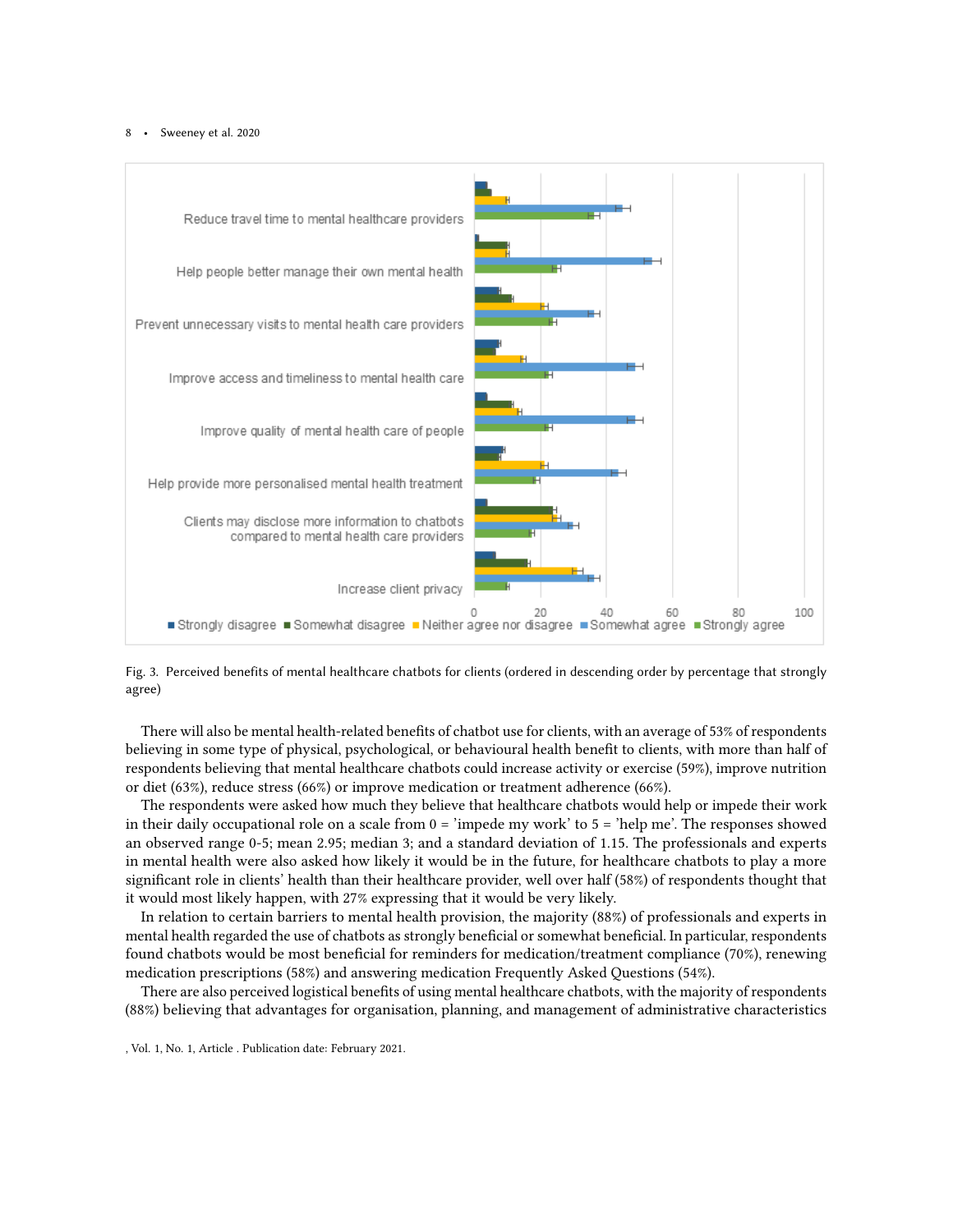Fig. 3. Perceived benefits of mental healthcare chatbots for clients (ordered in descending order by percentage that strongly agree)

There will also be mental health-related benefits of chatbot use for clients, with an average of 53% of respondents believing in some type of physical, psychological, or behavioural health benefit to clients, with more than half of respondents believing that mental healthcare chatbots could increase activity or exercise (59%), improve nutrition or diet (63%), reduce stress (66%) or improve medication or treatment adherence (66%).

The respondents were asked how much they believe that healthcare chatbots would help or impede their work in their daily occupational role on a scale from 0 = 'impede my work' to 5 = 'help me'. The responses showed an observed range 0-5; mean 2.95; median 3; and a standard deviation of 1.15. The professionals and experts in mental health were also asked how likely it would be in the future, for healthcare chatbots to play a more significant role in clients' health than their healthcare provider, well over half (58%) of respondents thought that it would most likely happen, with 27% expressing that it would be very likely.

In relation to certain barriers to mental health provision, the majority (88%) of professionals and experts in mental health regarded the use of chatbots as strongly beneficial or somewhat beneficial. In particular, respondents found chatbots would be most beneficial for reminders for medication/treatment compliance (70%), renewing medication prescriptions (58%) and answering medication Frequently Asked Questions (54%).

There are also perceived logistical benefits of using mental healthcare chatbots, with the majority of respondents (88%) believing that advantages for organisation, planning, and management of administrative characteristics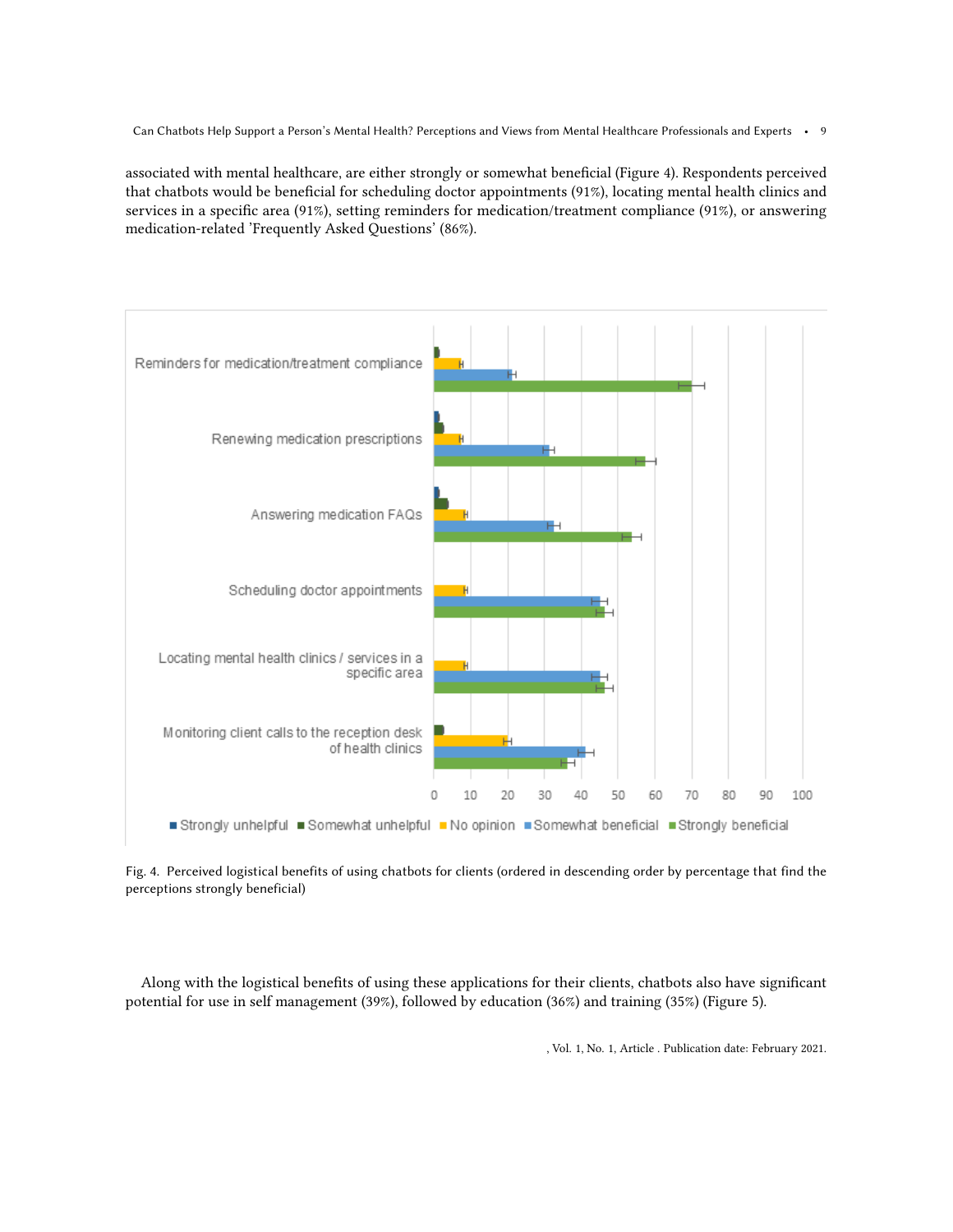associated with mental healthcare, are either strongly or somewhat beneficial (Figure 4). Respondents perceived that chatbots would be beneficial for scheduling doctor appointments (91%), locating mental health clinics and services in a specific area (91%), setting reminders for medication/treatment compliance (91%), or answering medication-related 'Frequently Asked Questions' (86%).

Fig. 4. Perceived logistical benefits of using chatbots for clients (ordered in descending order by percentage that find the perceptions strongly beneficial)

Along with the logistical benefits of using these applications for their clients, chatbots also have significant potential for use in self management (39%), followed by education (36%) and training (35%) (Figure 5).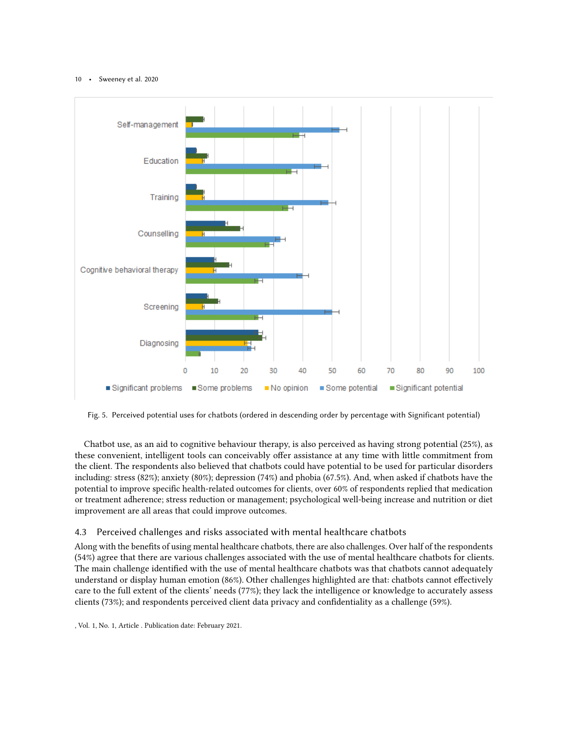Fig. 5. Perceived potential uses for chatbots (ordered in descending order by percentage with Significant potential)

Chatbot use, as an aid to cognitive behaviour therapy, is also perceived as having strong potential (25%), as these convenient, intelligent tools can conceivably offer assistance at any time with little commitment from the client. The respondents also believed that chatbots could have potential to be used for particular disorders including: stress (82%); anxiety (80%); depression (74%) and phobia (67.5%). And, when asked if chatbots have the potential to improve specific health-related outcomes for clients, over 60% of respondents replied that medication or treatment adherence; stress reduction or management; psychological well-being increase and nutrition or diet improvement are all areas that could improve outcomes.

### 4.3 Perceived challenges and risks associated with mental healthcare chatbots

Along with the benefits of using mental healthcare chatbots, there are also challenges. Over half of the respondents (54%) agree that there are various challenges associated with the use of mental healthcare chatbots for clients. The main challenge identified with the use of mental healthcare chatbots was that chatbots cannot adequately understand or display human emotion (86%). Other challenges highlighted are that: chatbots cannot effectively care to the full extent of the clients' needs (77%); they lack the intelligence or knowledge to accurately assess clients (73%); and respondents perceived client data privacy and confidentiality as a challenge (59%).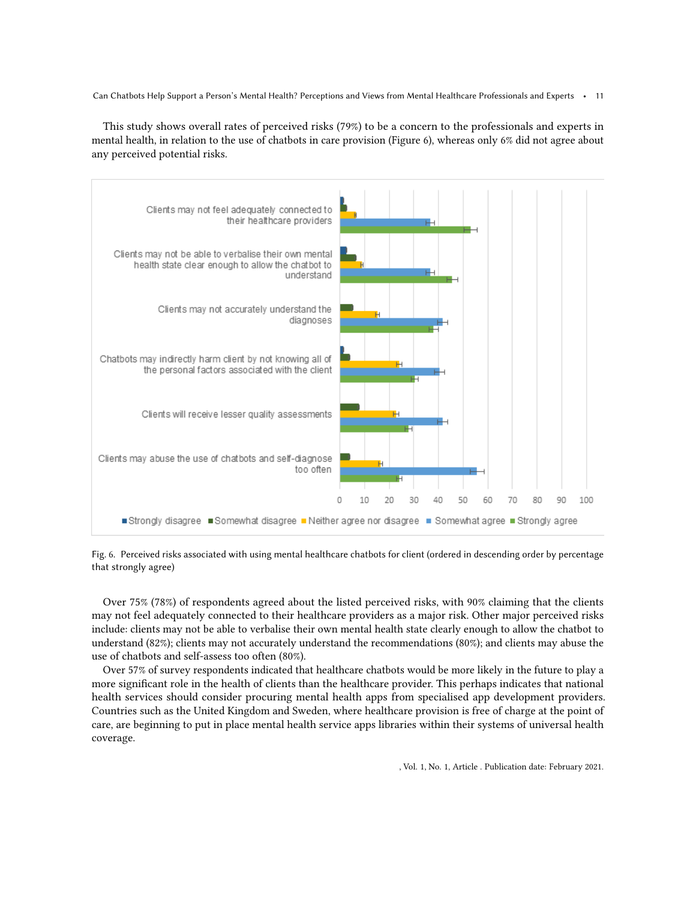This study shows overall rates of perceived risks (79%) to be a concern to the professionals and experts in mental health, in relation to the use of chatbots in care provision (Figure 6), whereas only 6% did not agree about any perceived potential risks.

Fig. 6. Perceived risks associated with using mental healthcare chatbots for client (ordered in descending order by percentage that strongly agree)

Over 75% (78%) of respondents agreed about the listed perceived risks, with 90% claiming that the clients may not feel adequately connected to their healthcare providers as a major risk. Other major perceived risks include: clients may not be able to verbalise their own mental health state clearly enough to allow the chatbot to understand (82%); clients may not accurately understand the recommendations (80%); and clients may abuse the use of chatbots and self-assess too often (80%).

Over 57% of survey respondents indicated that healthcare chatbots would be more likely in the future to play a more significant role in the health of clients than the healthcare provider. This perhaps indicates that national health services should consider procuring mental health apps from specialised app development providers. Countries such as the United Kingdom and Sweden, where healthcare provision is free of charge at the point of care, are beginning to put in place mental health service apps libraries within their systems of universal health coverage.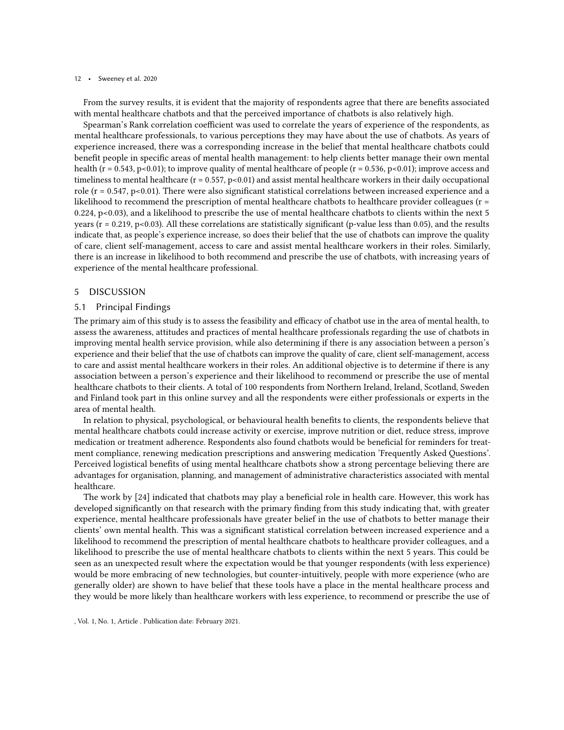From the survey results, it is evident that the majority of respondents agree that there are benefits associated with mental healthcare chatbots and that the perceived importance of chatbots is also relatively high.

Spearman's Rank correlation coefficient was used to correlate the years of experience of the respondents, as mental healthcare professionals, to various perceptions they may have about the use of chatbots. As years of experience increased, there was a corresponding increase in the belief that mental healthcare chatbots could benefit people in specific areas of mental health management: to help clients better manage their own mental health ($r = 0.543$, $p<0.01$); to improve quality of mental healthcare of people ($r = 0.536$, $p<0.01$); improve access and timeliness to mental healthcare ($r = 0.557$, $p<0.01$) and assist mental healthcare workers in their daily occupational role ($r = 0.547$, $p<0.01$). There were also significant statistical correlations between increased experience and a likelihood to recommend the prescription of mental healthcare chatbots to healthcare provider colleagues ($r = 0.224$, $p<0.03$), and a likelihood to prescribe the use of mental healthcare chatbots to clients within the next 5 years ($r = 0.219$, $p<0.03$). All these correlations are statistically significant (p-value less than 0.05), and the results indicate that, as people's experience increase, so does their belief that the use of chatbots can improve the quality of care, client self-management, access to care and assist mental healthcare workers in their roles. Similarly, there is an increase in likelihood to both recommend and prescribe the use of chatbots, with increasing years of experience of the mental healthcare professional.

## 5 DISCUSSION

### 5.1 Principal Findings

The primary aim of this study is to assess the feasibility and efficacy of chatbot use in the area of mental health, to assess the awareness, attitudes and practices of mental healthcare professionals regarding the use of chatbots in improving mental health service provision, while also determining if there is any association between a person's experience and their belief that the use of chatbots can improve the quality of care, client self-management, access to care and assist mental healthcare workers in their roles. An additional objective is to determine if there is any association between a person's experience and their likelihood to recommend or prescribe the use of mental healthcare chatbots to their clients. A total of 100 respondents from Northern Ireland, Ireland, Scotland, Sweden and Finland took part in this online survey and all the respondents were either professionals or experts in the area of mental health.

In relation to physical, psychological, or behavioural health benefits to clients, the respondents believe that mental healthcare chatbots could increase activity or exercise, improve nutrition or diet, reduce stress, improve medication or treatment adherence. Respondents also found chatbots would be beneficial for reminders for treatment compliance, renewing medication prescriptions and answering medication 'Frequently Asked Questions'. Perceived logistical benefits of using mental healthcare chatbots show a strong percentage believing there are advantages for organisation, planning, and management of administrative characteristics associated with mental healthcare.

The work by [24] indicated that chatbots may play a beneficial role in health care. However, this work has developed significantly on that research with the primary finding from this study indicating that, with greater experience, mental healthcare professionals have greater belief in the use of chatbots to better manage their clients' own mental health. This was a significant statistical correlation between increased experience and a likelihood to recommend the prescription of mental healthcare chatbots to healthcare provider colleagues, and a likelihood to prescribe the use of mental healthcare chatbots to clients within the next 5 years. This could be seen as an unexpected result where the expectation would be that younger respondents (with less experience) would be more embracing of new technologies, but counter-intuitively, people with more experience (who are generally older) are shown to have belief that these tools have a place in the mental healthcare process and they would be more likely than healthcare workers with less experience, to recommend or prescribe the use of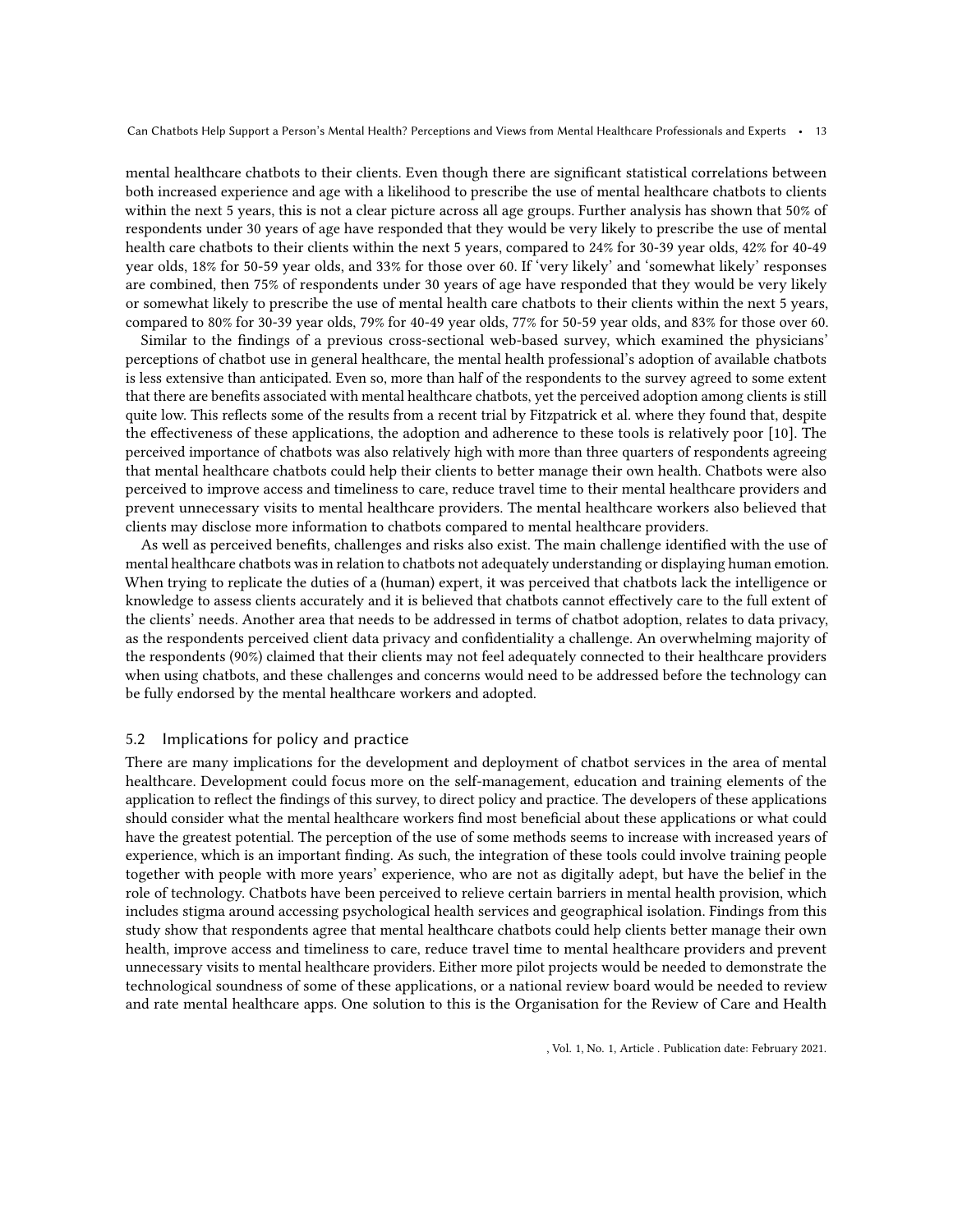mental healthcare chatbots to their clients. Even though there are significant statistical correlations between both increased experience and age with a likelihood to prescribe the use of mental healthcare chatbots to clients within the next 5 years, this is not a clear picture across all age groups. Further analysis has shown that 50% of respondents under 30 years of age have responded that they would be very likely to prescribe the use of mental health care chatbots to their clients within the next 5 years, compared to 24% for 30-39 year olds, 42% for 40-49 year olds, 18% for 50-59 year olds, and 33% for those over 60. If 'very likely' and 'somewhat likely' responses are combined, then 75% of respondents under 30 years of age have responded that they would be very likely or somewhat likely to prescribe the use of mental health care chatbots to their clients within the next 5 years, compared to 80% for 30-39 year olds, 79% for 40-49 year olds, 77% for 50-59 year olds, and 83% for those over 60.

Similar to the findings of a previous cross-sectional web-based survey, which examined the physicians' perceptions of chatbot use in general healthcare, the mental health professional's adoption of available chatbots is less extensive than anticipated. Even so, more than half of the respondents to the survey agreed to some extent that there are benefits associated with mental healthcare chatbots, yet the perceived adoption among clients is still quite low. This reflects some of the results from a recent trial by Fitzpatrick et al. where they found that, despite the effectiveness of these applications, the adoption and adherence to these tools is relatively poor [10]. The perceived importance of chatbots was also relatively high with more than three quarters of respondents agreeing that mental healthcare chatbots could help their clients to better manage their own health. Chatbots were also perceived to improve access and timeliness to care, reduce travel time to their mental healthcare providers and prevent unnecessary visits to mental healthcare providers. The mental healthcare workers also believed that clients may disclose more information to chatbots compared to mental healthcare providers.

As well as perceived benefits, challenges and risks also exist. The main challenge identified with the use of mental healthcare chatbots was in relation to chatbots not adequately understanding or displaying human emotion. When trying to replicate the duties of a (human) expert, it was perceived that chatbots lack the intelligence or knowledge to assess clients accurately and it is believed that chatbots cannot effectively care to the full extent of the clients' needs. Another area that needs to be addressed in terms of chatbot adoption, relates to data privacy, as the respondents perceived client data privacy and confidentiality a challenge. An overwhelming majority of the respondents (90%) claimed that their clients may not feel adequately connected to their healthcare providers when using chatbots, and these challenges and concerns would need to be addressed before the technology can be fully endorsed by the mental healthcare workers and adopted.

## 5.2 Implications for policy and practice

There are many implications for the development and deployment of chatbot services in the area of mental healthcare. Development could focus more on the self-management, education and training elements of the application to reflect the findings of this survey, to direct policy and practice. The developers of these applications should consider what the mental healthcare workers find most beneficial about these applications or what could have the greatest potential. The perception of the use of some methods seems to increase with increased years of experience, which is an important finding. As such, the integration of these tools could involve training people together with people with more years' experience, who are not as digitally adept, but have the belief in the role of technology. Chatbots have been perceived to relieve certain barriers in mental health provision, which includes stigma around accessing psychological health services and geographical isolation. Findings from this study show that respondents agree that mental healthcare chatbots could help clients better manage their own health, improve access and timeliness to care, reduce travel time to mental healthcare providers and prevent unnecessary visits to mental healthcare providers. Either more pilot projects would be needed to demonstrate the technological soundness of some of these applications, or a national review board would be needed to review and rate mental healthcare apps. One solution to this is the Organisation for the Review of Care and Health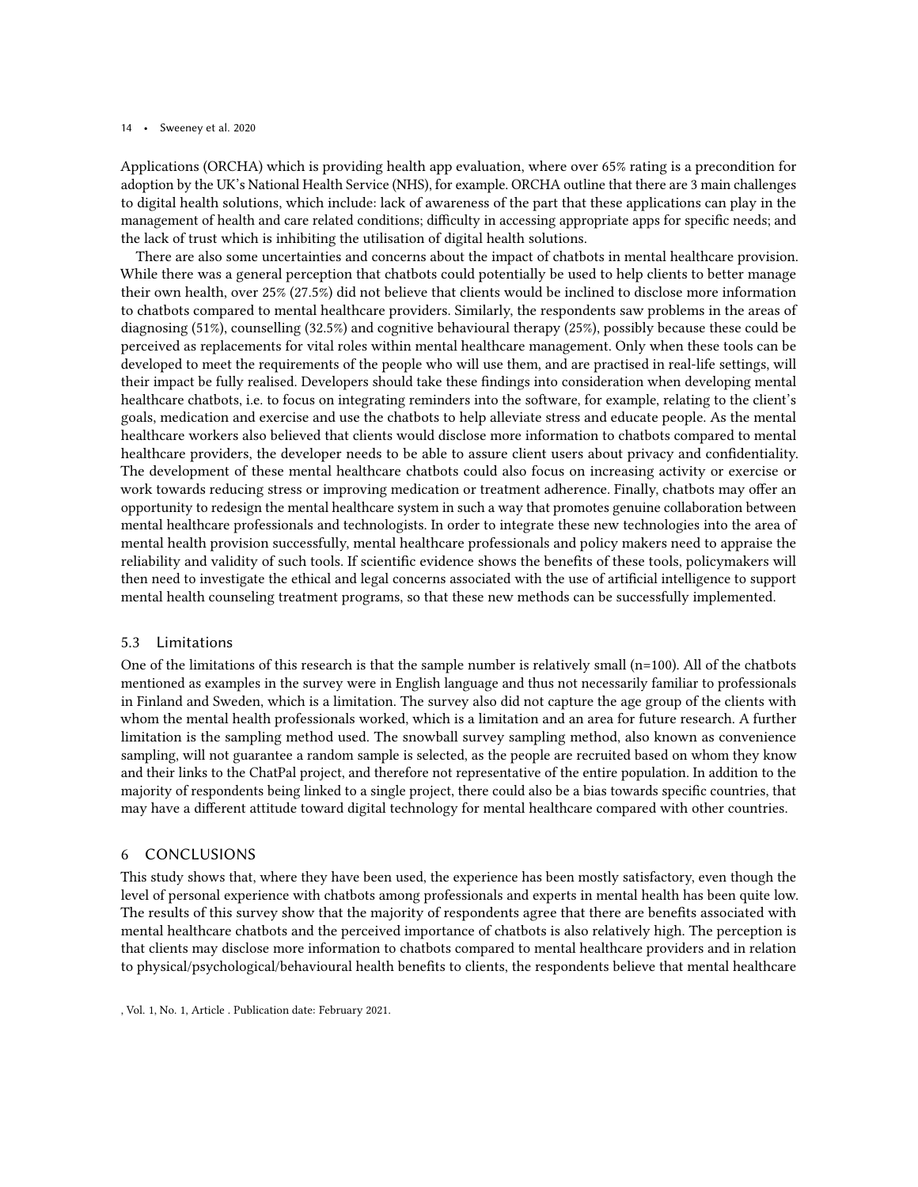Applications (ORCHA) which is providing health app evaluation, where over 65% rating is a precondition for adoption by the UK's National Health Service (NHS), for example. ORCHA outline that there are 3 main challenges to digital health solutions, which include: lack of awareness of the part that these applications can play in the management of health and care related conditions; difficulty in accessing appropriate apps for specific needs; and the lack of trust which is inhibiting the utilisation of digital health solutions.

There are also some uncertainties and concerns about the impact of chatbots in mental healthcare provision. While there was a general perception that chatbots could potentially be used to help clients to better manage their own health, over 25% (27.5%) did not believe that clients would be inclined to disclose more information to chatbots compared to mental healthcare providers. Similarly, the respondents saw problems in the areas of diagnosing (51%), counselling (32.5%) and cognitive behavioural therapy (25%), possibly because these could be perceived as replacements for vital roles within mental healthcare management. Only when these tools can be developed to meet the requirements of the people who will use them, and are practised in real-life settings, will their impact be fully realised. Developers should take these findings into consideration when developing mental healthcare chatbots, i.e. to focus on integrating reminders into the software, for example, relating to the client's goals, medication and exercise and use the chatbots to help alleviate stress and educate people. As the mental healthcare workers also believed that clients would disclose more information to chatbots compared to mental healthcare providers, the developer needs to be able to assure client users about privacy and confidentiality. The development of these mental healthcare chatbots could also focus on increasing activity or exercise or work towards reducing stress or improving medication or treatment adherence. Finally, chatbots may offer an opportunity to redesign the mental healthcare system in such a way that promotes genuine collaboration between mental healthcare professionals and technologists. In order to integrate these new technologies into the area of mental health provision successfully, mental healthcare professionals and policy makers need to appraise the reliability and validity of such tools. If scientific evidence shows the benefits of these tools, policymakers will then need to investigate the ethical and legal concerns associated with the use of artificial intelligence to support mental health counseling treatment programs, so that these new methods can be successfully implemented.

### 5.3 Limitations

One of the limitations of this research is that the sample number is relatively small (n=100). All of the chatbots mentioned as examples in the survey were in English language and thus not necessarily familiar to professionals in Finland and Sweden, which is a limitation. The survey also did not capture the age group of the clients with whom the mental health professionals worked, which is a limitation and an area for future research. A further limitation is the sampling method used. The snowball survey sampling method, also known as convenience sampling, will not guarantee a random sample is selected, as the people are recruited based on whom they know and their links to the ChatPal project, and therefore not representative of the entire population. In addition to the majority of respondents being linked to a single project, there could also be a bias towards specific countries, that may have a different attitude toward digital technology for mental healthcare compared with other countries.

## 6 CONCLUSIONS

This study shows that, where they have been used, the experience has been mostly satisfactory, even though the level of personal experience with chatbots among professionals and experts in mental health has been quite low. The results of this survey show that the majority of respondents agree that there are benefits associated with mental healthcare chatbots and the perceived importance of chatbots is also relatively high. The perception is that clients may disclose more information to chatbots compared to mental healthcare providers and in relation to physical/psychological/behavioural health benefits to clients, the respondents believe that mental healthcare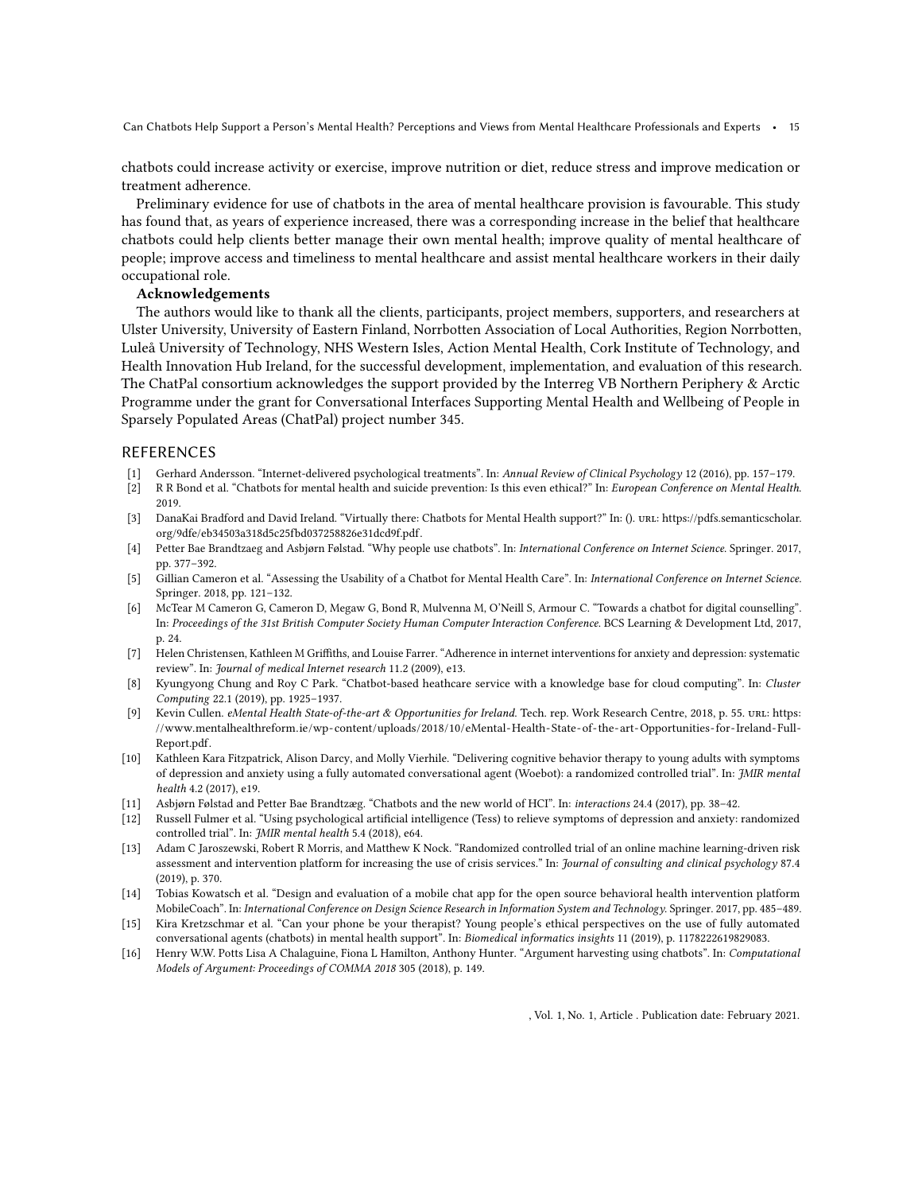chatbots could increase activity or exercise, improve nutrition or diet, reduce stress and improve medication or treatment adherence.

Preliminary evidence for use of chatbots in the area of mental healthcare provision is favourable. This study has found that, as years of experience increased, there was a corresponding increase in the belief that healthcare chatbots could help clients better manage their own mental health; improve quality of mental healthcare of people; improve access and timeliness to mental healthcare and assist mental healthcare workers in their daily occupational role.

**Acknowledgements**

The authors would like to thank all the clients, participants, project members, supporters, and researchers at Ulster University, University of Eastern Finland, Norrbotten Association of Local Authorities, Region Norrbotten, Luleå University of Technology, NHS Western Isles, Action Mental Health, Cork Institute of Technology, and Health Innovation Hub Ireland, for the successful development, implementation, and evaluation of this research. The ChatPal consortium acknowledges the support provided by the Interreg VB Northern Periphery & Arctic Programme under the grant for Conversational Interfaces Supporting Mental Health and Wellbeing of People in Sparsely Populated Areas (ChatPal) project number 345.

## REFERENCES

[1] Gerhard Andersson. "Internet-delivered psychological treatments". In: *Annual Review of Clinical Psychology* 12 (2016), pp. 157–179.

[2] R R Bond et al. "Chatbots for mental health and suicide prevention: Is this even ethical?" In: *European Conference on Mental Health*. 2019.

[3] DanaKai Bradford and David Ireland. "Virtually there: Chatbots for Mental Health support?" In: (). URL: https://pdfs.semanticscholar.org/9dfe/eb34503a318d5c25fbd037258826e31dcd9f.pdf.

[4] Petter Bae Brandtzaeg and Asbjørn Følstad. "Why people use chatbots". In: *International Conference on Internet Science*. Springer. 2017, pp. 377–392.

[5] Gillian Cameron et al. "Assessing the Usability of a Chatbot for Mental Health Care". In: *International Conference on Internet Science*. Springer. 2018, pp. 121–132.

[6] McTear M Cameron G, Cameron D, Megaw G, Bond R, Mulvenna M, O'Neill S, Armour C. "Towards a chatbot for digital counselling". In: *Proceedings of the 31st British Computer Society Human Computer Interaction Conference*. BCS Learning & Development Ltd, 2017, p. 24.

[7] Helen Christensen, Kathleen M Griffiths, and Louise Farrer. "Adherence in internet interventions for anxiety and depression: systematic review". In: *Journal of medical Internet research* 11.2 (2009), e13.

[8] Kyungyong Chung and Roy C Park. "Chatbot-based heathcare service with a knowledge base for cloud computing". In: *Cluster Computing* 22.1 (2019), pp. 1925–1937.

[9] Kevin Cullen. *eMental Health State-of-the-art & Opportunities for Ireland*. Tech. rep. Work Research Centre, 2018, p. 55. URL: https://www.mentalhealthreform.ie/wp-content/uploads/2018/10/eMental-Health-State-of-the-art-Opportunities-for-Ireland-Full-Report.pdf.

[10] Kathleen Kara Fitzpatrick, Alison Darcy, and Molly Vierhile. "Delivering cognitive behavior therapy to young adults with symptoms of depression and anxiety using a fully automated conversational agent (Woebot): a randomized controlled trial". In: *JMIR mental health* 4.2 (2017), e19.

[11] Asbjørn Følstad and Petter Bae Brandtzæg. "Chatbots and the new world of HCI". In: *interactions* 24.4 (2017), pp. 38–42.

[12] Russell Fulmer et al. "Using psychological artificial intelligence (Tess) to relieve symptoms of depression and anxiety: randomized controlled trial". In: *JMIR mental health* 5.4 (2018), e64.

[13] Adam C Jaroszewski, Robert R Morris, and Matthew K Nock. "Randomized controlled trial of an online machine learning-driven risk assessment and intervention platform for increasing the use of crisis services." In: *Journal of consulting and clinical psychology* 87.4 (2019), p. 370.

[14] Tobias Kowatsch et al. "Design and evaluation of a mobile chat app for the open source behavioral health intervention platform MobileCoach". In: *International Conference on Design Science Research in Information System and Technology*. Springer. 2017, pp. 485–489.

[15] Kira Kretzschmar et al. "Can your phone be your therapist? Young people's ethical perspectives on the use of fully automated conversational agents (chatbots) in mental health support". In: *Biomedical informatics insights* 11 (2019), p. 1178222619829083.

[16] Henry W.W. Potts Lisa A Chalaguine, Fiona L Hamilton, Anthony Hunter. "Argument harvesting using chatbots". In: *Computational Models of Argument: Proceedings of COMMA 2018* 305 (2018), p. 149.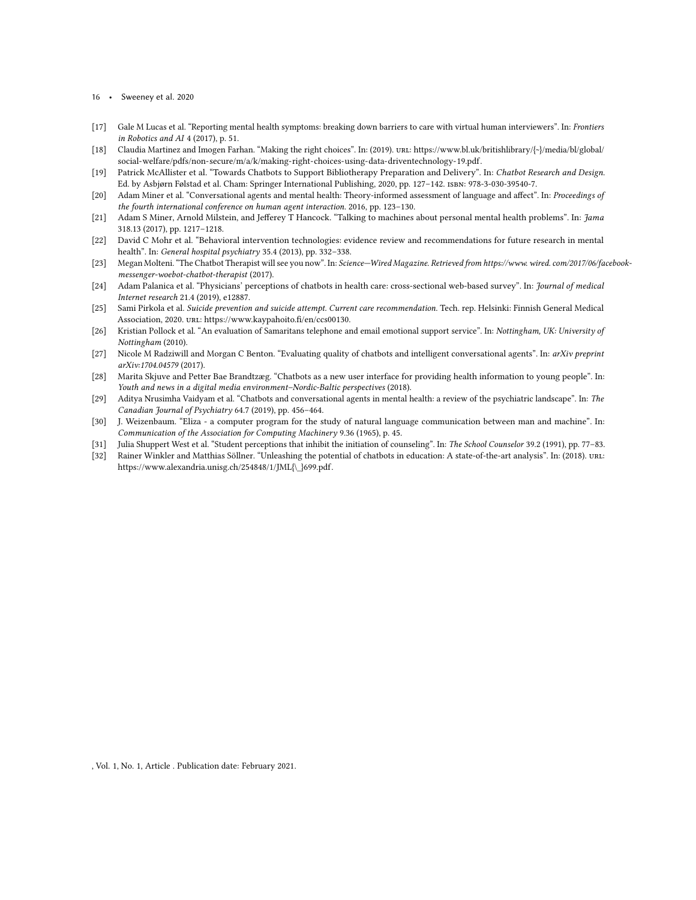[17] Gale M Lucas et al. "Reporting mental health symptoms: breaking down barriers to care with virtual human interviewers". In: *Frontiers in Robotics and AI* 4 (2017), p. 51.

[18] Claudia Martinez and Imogen Farhan. "Making the right choices". In: (2019). URL: https://www.bl.uk/britishlibrary/{~}/media/bl/global/social-welfare/pdfs/non-secure/m/a/k/making-right-choices-using-data-driventechnology-19.pdf.

[19] Patrick McAllister et al. "Towards Chatbots to Support Bibliotherapy Preparation and Delivery". In: *Chatbot Research and Design*. Ed. by Asbjørn Følstad et al. Cham: Springer International Publishing, 2020, pp. 127–142. ISBN: 978-3-030-39540-7.

[20] Adam Miner et al. "Conversational agents and mental health: Theory-informed assessment of language and affect". In: *Proceedings of the fourth international conference on human agent interaction*. 2016, pp. 123–130.

[21] Adam S Miner, Arnold Milstein, and Jefferey T Hancock. "Talking to machines about personal mental health problems". In: *Jama* 318.13 (2017), pp. 1217–1218.

[22] David C Mohr et al. "Behavioral intervention technologies: evidence review and recommendations for future research in mental health". In: *General hospital psychiatry* 35.4 (2013), pp. 332–338.

[23] Megan Molteni. "The Chatbot Therapist will see you now". In: *Science—Wired Magazine. Retrieved from https://www. wired. com/2017/06/facebook-messenger-woebot-chatbot-therapist* (2017).

[24] Adam Palanica et al. "Physicians' perceptions of chatbots in health care: cross-sectional web-based survey". In: *Journal of medical Internet research* 21.4 (2019), e12887.

[25] Sami Pirkola et al. *Suicide prevention and suicide attempt. Current care recommendation.* Tech. rep. Helsinki: Finnish General Medical Association, 2020. URL: https://www.kaypahoito.fi/en/ccs00130.

[26] Kristian Pollock et al. "An evaluation of Samaritans telephone and email emotional support service". In: *Nottingham, UK: University of Nottingham* (2010).

[27] Nicole M Radziwill and Morgan C Benton. "Evaluating quality of chatbots and intelligent conversational agents". In: *arXiv preprint arXiv:1704.04579* (2017).

[28] Marita Skjuve and Petter Bae Brandtzæg. "Chatbots as a new user interface for providing health information to young people". In: *Youth and news in a digital media environment–Nordic-Baltic perspectives* (2018).

[29] Aditya Nrusimha Vaidyam et al. "Chatbots and conversational agents in mental health: a review of the psychiatric landscape". In: *The Canadian Journal of Psychiatry* 64.7 (2019), pp. 456–464.

[30] J. Weizenbaum. "Eliza - a computer program for the study of natural language communication between man and machine". In: *Communication of the Association for Computing Machinery* 9.36 (1965), p. 45.

[31] Julia Shuppert West et al. "Student perceptions that inhibit the initiation of counseling". In: *The School Counselor* 39.2 (1991), pp. 77–83.

[32] Rainer Winkler and Matthias Söllner. "Unleashing the potential of chatbots in education: A state-of-the-art analysis". In: (2018). URL: https://www.alexandria.unisg.ch/254848/1/JML{\_}699.pdf.